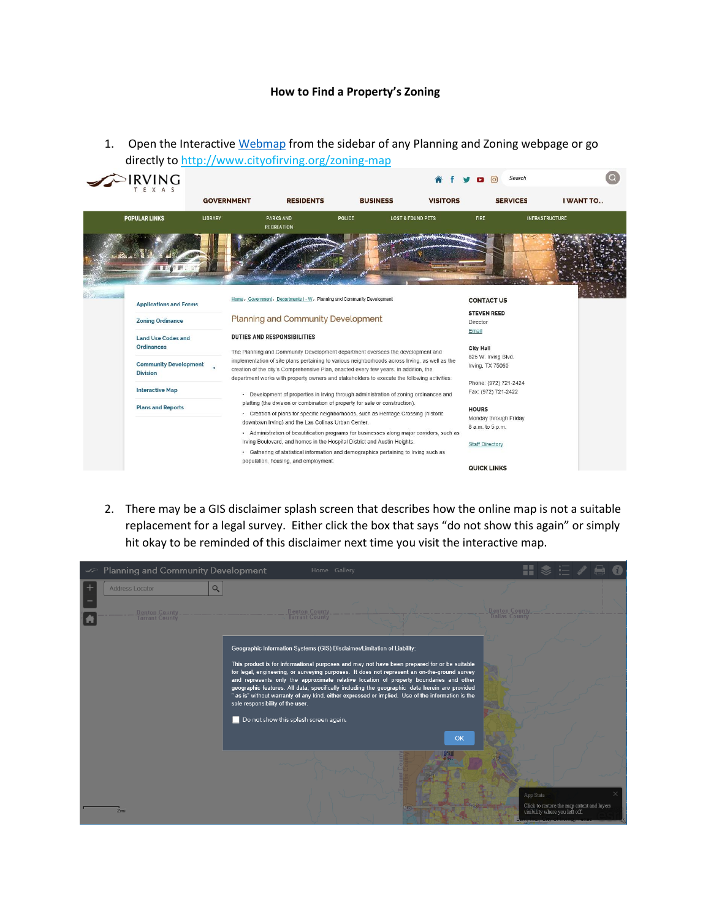# How to Find a Property's Zoning

1. Open the Interactive Webmap from the sidebar of any Planning and Zoning webpage or go directly to http://www.cityofirving.org/zoning-map

2. There may be a GIS disclaimer splash screen that describes how the online map is not a suitable replacement for a legal survey. Either click the box that says "do not show this again" or simply hit okay to be reminded of this disclaimer next time you visit the interactive map.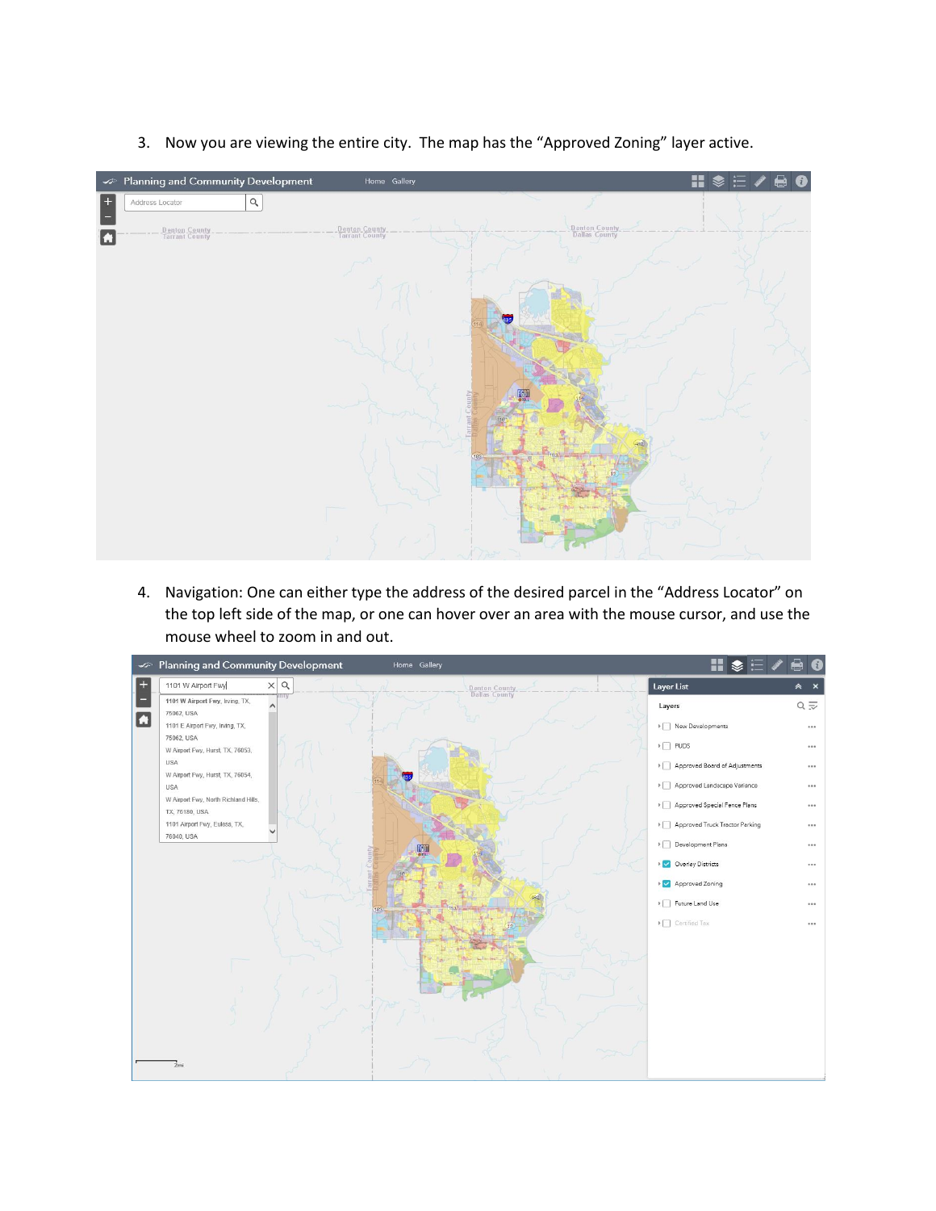3. Now you are viewing the entire city. The map has the "Approved Zoning" layer active.

4. Navigation: One can either type the address of the desired parcel in the "Address Locator" on the top left side of the map, or one can hover over an area with the mouse cursor, and use the mouse wheel to zoom in and out.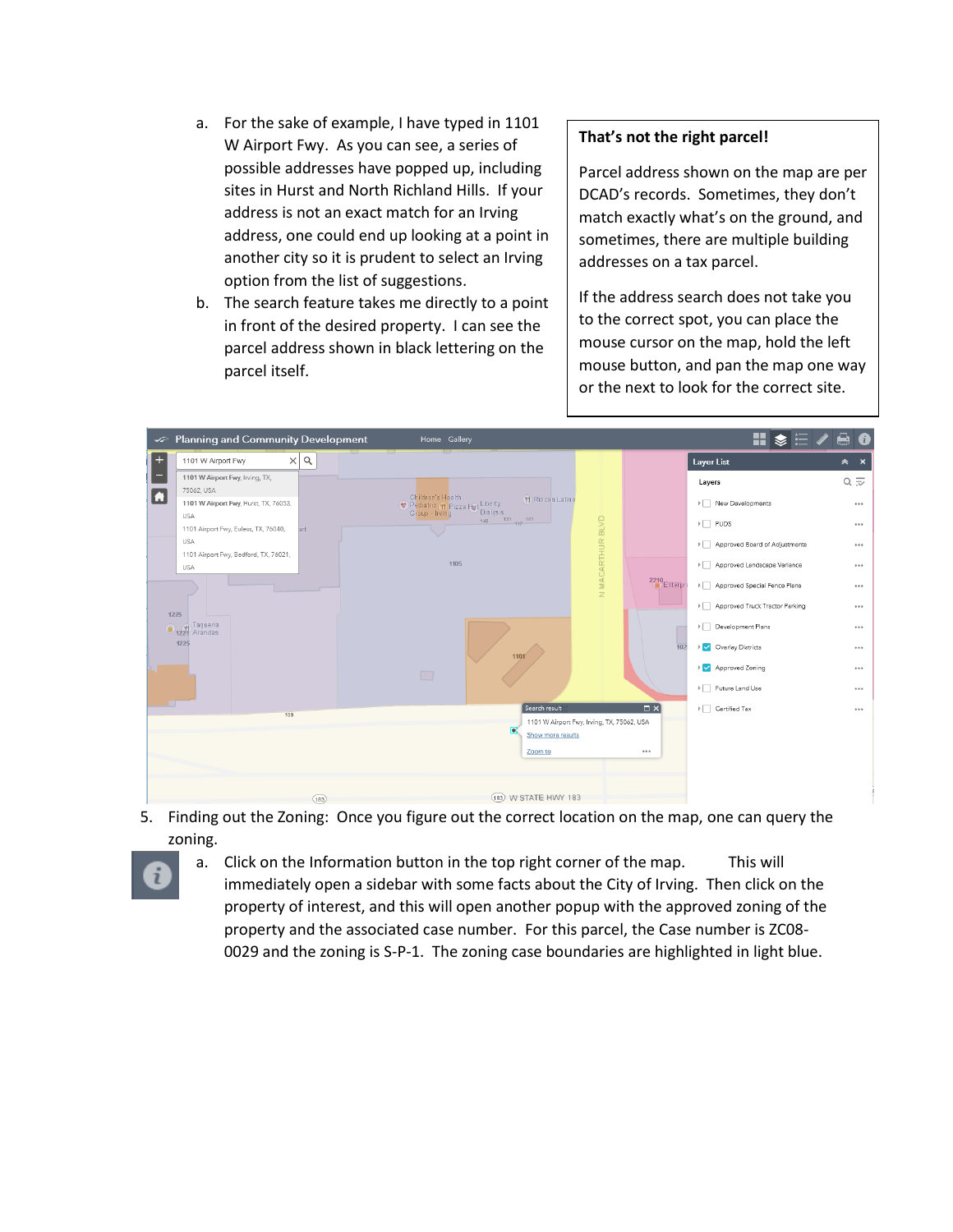a. For the sake of example, I have typed in 1101 W Airport Fwy. As you can see, a series of possible addresses have popped up, including sites in Hurst and North Richland Hills. If your address is not an exact match for an Irving address, one could end up looking at a point in another city so it is prudent to select an Irving option from the list of suggestions.

b. The search feature takes me directly to a point in front of the desired property. I can see the parcel address shown in black lettering on the parcel itself.

**That's not the right parcel!**

Parcel address shown on the map are per DCAD's records. Sometimes, they don't match exactly what's on the ground, and sometimes, there are multiple building addresses on a tax parcel.

If the address search does not take you to the correct spot, you can place the mouse cursor on the map, hold the left mouse button, and pan the map one way or the next to look for the correct site.

5. Finding out the Zoning: Once you figure out the correct location on the map, one can query the zoning.

   a. Click on the Information button in the top right corner of the map. This will immediately open a sidebar with some facts about the City of Irving. Then click on the property of interest, and this will open another popup with the approved zoning of the property and the associated case number. For this parcel, the Case number is ZC08-0029 and the zoning is S-P-1. The zoning case boundaries are highlighted in light blue.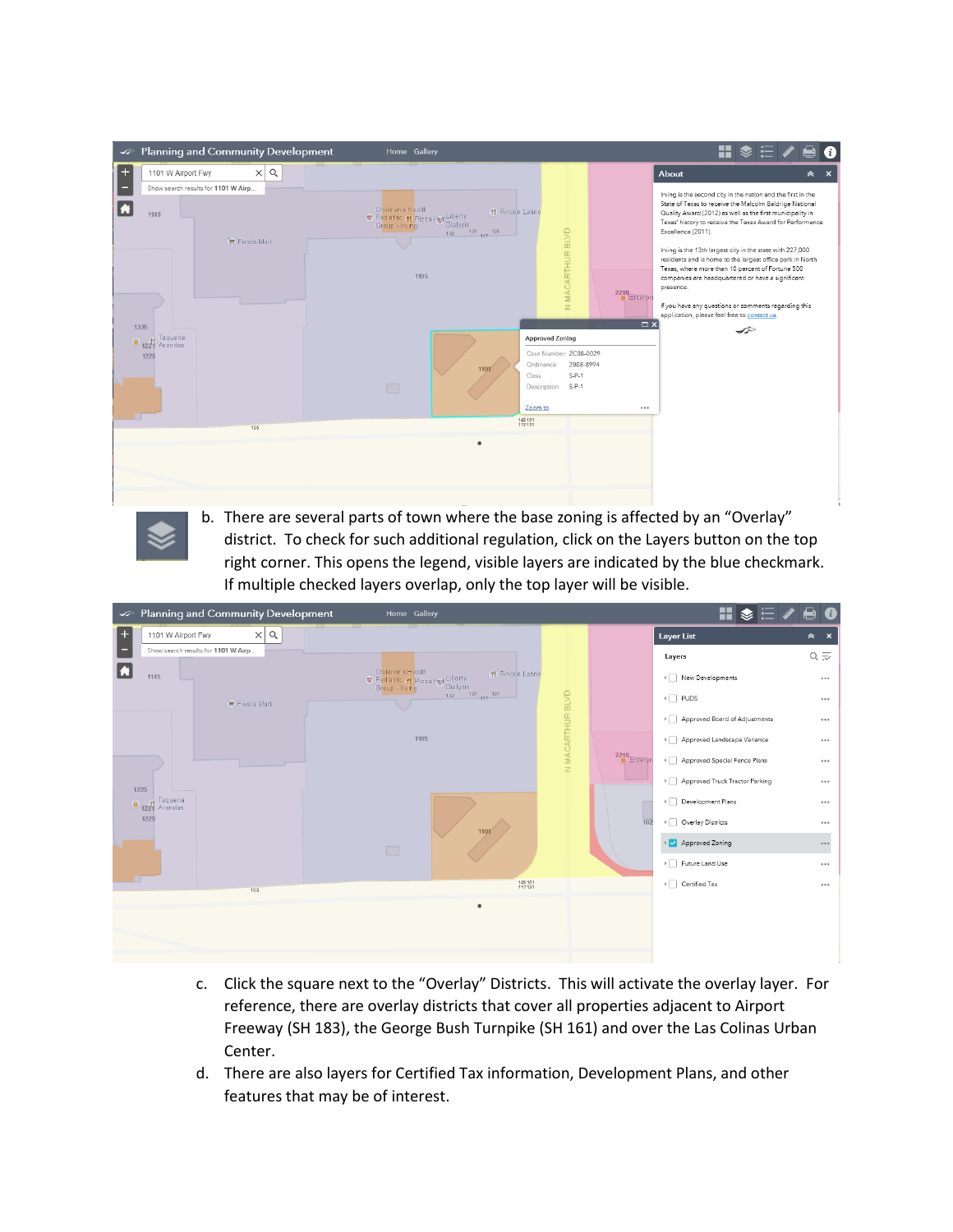b. There are several parts of town where the base zoning is affected by an "Overlay" district. To check for such additional regulation, click on the Layers button on the top right corner. This opens the legend, visible layers are indicated by the blue checkmark. If multiple checked layers overlap, only the top layer will be visible.

c. Click the square next to the "Overlay" Districts. This will activate the overlay layer. For reference, there are overlay districts that cover all properties adjacent to Airport Freeway (SH 183), the George Bush Turnpike (SH 161) and over the Las Colinas Urban Center.

d. There are also layers for Certified Tax information, Development Plans, and other features that may be of interest.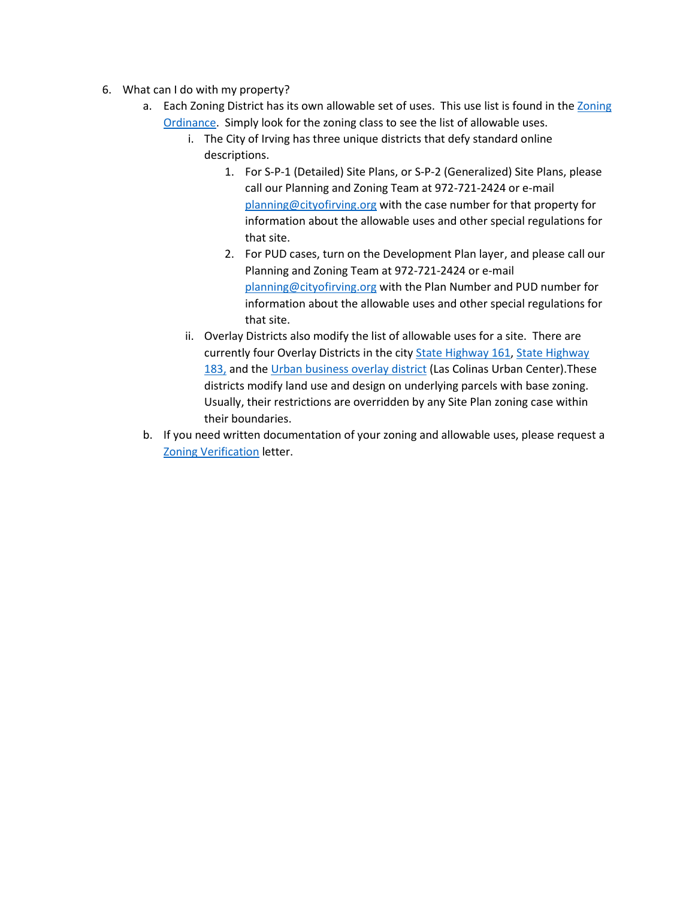6. What can I do with my property?
   a. Each Zoning District has its own allowable set of uses. This use list is found in the Zoning Ordinance. Simply look for the zoning class to see the list of allowable uses.
      i. The City of Irving has three unique districts that defy standard online descriptions.
         1. For S-P-1 (Detailed) Site Plans, or S-P-2 (Generalized) Site Plans, please call our Planning and Zoning Team at 972-721-2424 or e-mail planning@cityofirving.org with the case number for that property for information about the allowable uses and other special regulations for that site.
         2. For PUD cases, turn on the Development Plan layer, and please call our Planning and Zoning Team at 972-721-2424 or e-mail planning@cityofirving.org with the Plan Number and PUD number for information about the allowable uses and other special regulations for that site.
      ii. Overlay Districts also modify the list of allowable uses for a site. There are currently four Overlay Districts in the city State Highway 161, State Highway 183, and the Urban business overlay district (Las Colinas Urban Center).These districts modify land use and design on underlying parcels with base zoning. Usually, their restrictions are overridden by any Site Plan zoning case within their boundaries.
   b. If you need written documentation of your zoning and allowable uses, please request a Zoning Verification letter.